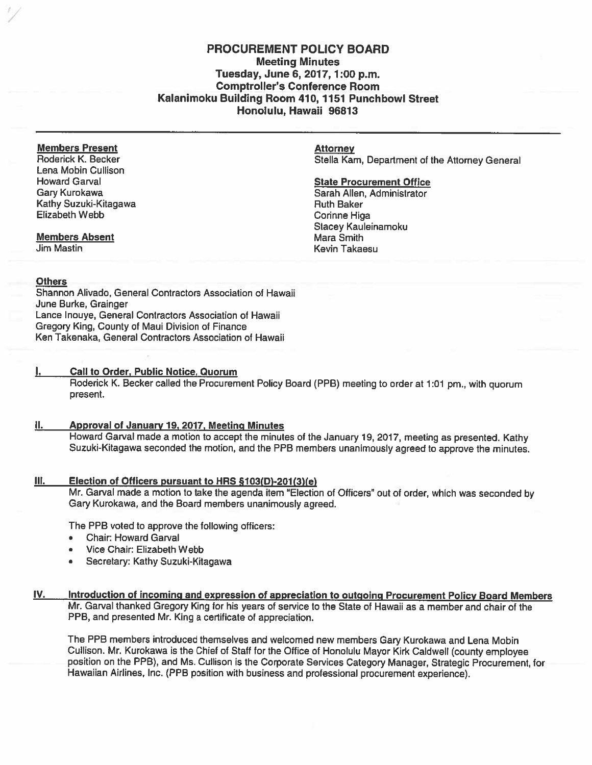# PROCUREMENT POLICY BOARD

## Meeting Minutes
## Tuesday, June 6, 2017, 1:00 p.m.
## Comptroller's Conference Room
## Kalanimoku Building Room 410, 1151 Punchbowl Street
## Honolulu, Hawaii 96813

---

**Members Present**
Roderick K. Becker
Lena Mobin Cullison
Howard Garval
Gary Kurokawa
Kathy Suzuki-Kitagawa
Elizabeth Webb

**Members Absent**
Jim Mastin

**Attorney**
Stella Kam, Department of the Attorney General

**State Procurement Office**
Sarah Allen, Administrator
Ruth Baker
Corinne Higa
Stacey Kauleinamoku
Mara Smith
Kevin Takaesu

**Others**
Shannon Alivado, General Contractors Association of Hawaii
June Burke, Grainger
Lance Inouye, General Contractors Association of Hawaii
Gregory King, County of Maui Division of Finance
Ken Takenaka, General Contractors Association of Hawaii

## I. Call to Order, Public Notice, Quorum

Roderick K. Becker called the Procurement Policy Board (PPB) meeting to order at 1:01 pm., with quorum present.

## II. Approval of January 19, 2017, Meeting Minutes

Howard Garval made a motion to accept the minutes of the January 19, 2017, meeting as presented. Kathy Suzuki-Kitagawa seconded the motion, and the PPB members unanimously agreed to approve the minutes.

## III. Election of Officers pursuant to HRS §103(D)-201(3)(e)

Mr. Garval made a motion to take the agenda item "Election of Officers" out of order, which was seconded by Gary Kurokawa, and the Board members unanimously agreed.

The PPB voted to approve the following officers:

- Chair: Howard Garval
- Vice Chair: Elizabeth Webb
- Secretary: Kathy Suzuki-Kitagawa

## IV. Introduction of incoming and expression of appreciation to outgoing Procurement Policy Board Members

Mr. Garval thanked Gregory King for his years of service to the State of Hawaii as a member and chair of the PPB, and presented Mr. King a certificate of appreciation.

The PPB members introduced themselves and welcomed new members Gary Kurokawa and Lena Mobin Cullison. Mr. Kurokawa is the Chief of Staff for the Office of Honolulu Mayor Kirk Caldwell (county employee position on the PPB), and Ms. Cullison is the Corporate Services Category Manager, Strategic Procurement, for Hawaiian Airlines, Inc. (PPB position with business and professional procurement experience).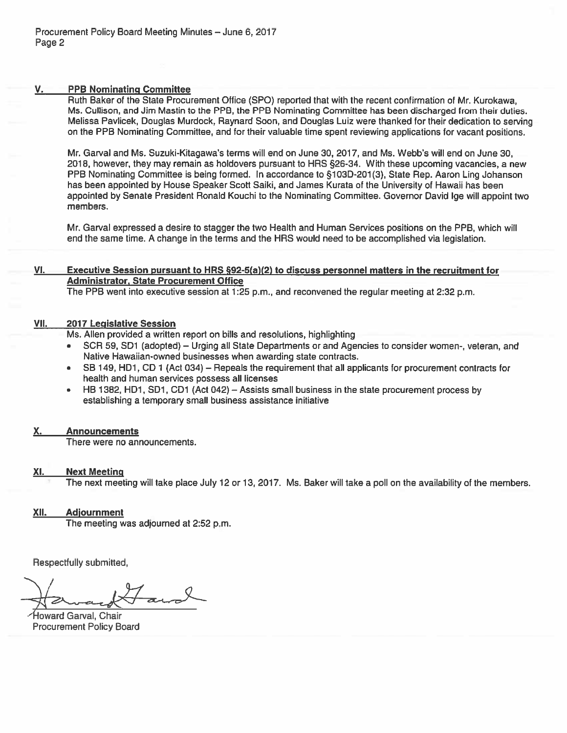## V. PPB Nominating Committee

Ruth Baker of the State Procurement Office (SPO) reported that with the recent confirmation of Mr. Kurokawa, Ms. Cullison, and Jim Mastin to the PPB, the PPB Nominating Committee has been discharged from their duties. Melissa Pavlicek, Douglas Murdock, Raynard Soon, and Douglas Luiz were thanked for their dedication to serving on the PPB Nominating Committee, and for their valuable time spent reviewing applications for vacant positions.

Mr. Garval and Ms. Suzuki-Kitagawa's terms will end on June 30, 2017, and Ms. Webb's will end on June 30, 2018, however, they may remain as holdovers pursuant to HRS §26-34. With these upcoming vacancies, a new PPB Nominating Committee is being formed. In accordance to §103D-201(3), State Rep. Aaron Ling Johanson has been appointed by House Speaker Scott Saiki, and James Kurata of the University of Hawaii has been appointed by Senate President Ronald Kouchi to the Nominating Committee. Governor David Ige will appoint two members.

Mr. Garval expressed a desire to stagger the two Health and Human Services positions on the PPB, which will end the same time. A change in the terms and the HRS would need to be accomplished via legislation.

## VI. Executive Session pursuant to HRS §92-5(a)(2) to discuss personnel matters in the recruitment for Administrator, State Procurement Office

The PPB went into executive session at 1:25 p.m., and reconvened the regular meeting at 2:32 p.m.

## VII. 2017 Legislative Session

Ms. Allen provided a written report on bills and resolutions, highlighting

- SCR 59, SD1 (adopted) – Urging all State Departments or and Agencies to consider women-, veteran, and Native Hawaiian-owned businesses when awarding state contracts.
- SB 149, HD1, CD 1 (Act 034) – Repeals the requirement that all applicants for procurement contracts for health and human services possess all licenses
- HB 1382, HD1, SD1, CD1 (Act 042) – Assists small business in the state procurement process by establishing a temporary small business assistance initiative

## X. Announcements

There were no announcements.

## XI. Next Meeting

The next meeting will take place July 12 or 13, 2017. Ms. Baker will take a poll on the availability of the members.

## XII. Adjournment

The meeting was adjourned at 2:52 p.m.

Respectfully submitted,

Howard Garval, Chair
Procurement Policy Board